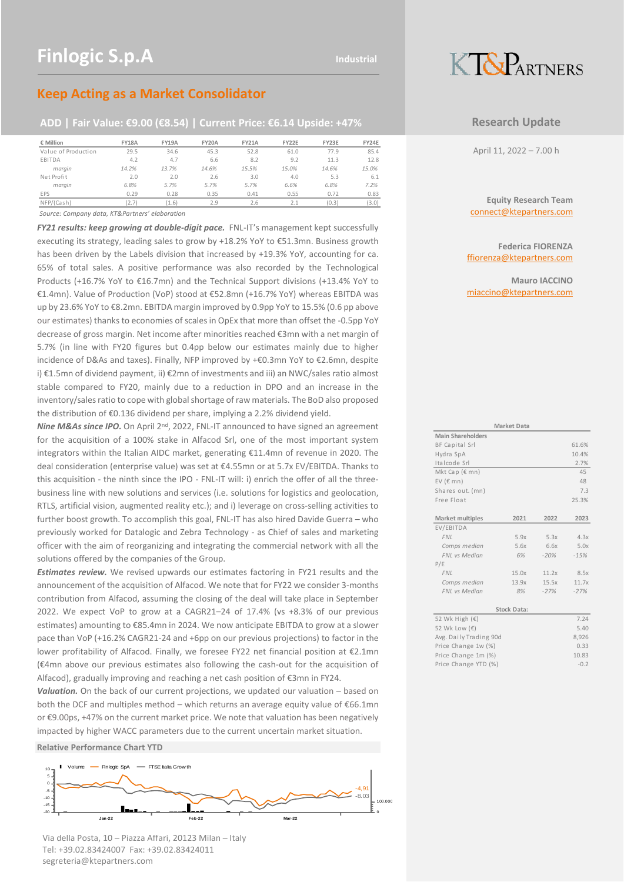# Finlogic S.p.A

Industrial

## Keep Acting as a Market Consolidator

**ADD | Fair Value: €9.00 (€8.54) | Current Price: €6.14 Upside: +47%**

**Research Update**

April 11, 2022 – 7.00 h

| € Million | FY18A | FY19A | FY20A | FY21A | FY22E | FY23E | FY24E |
|---|---|---|---|---|---|---|---|
| Value of Production | 29.5 | 34.6 | 45.3 | 52.8 | 61.0 | 77.9 | 85.4 |
| EBITDA | 4.2 | 4.7 | 6.6 | 8.2 | 9.2 | 11.3 | 12.8 |
| *margin* | *14.2%* | *13.7%* | *14.6%* | *15.5%* | *15.0%* | *14.6%* | *15.0%* |
| Net Profit | 2.0 | 2.0 | 2.6 | 3.0 | 4.0 | 5.3 | 6.1 |
| *margin* | *6.8%* | *5.7%* | *5.7%* | *5.7%* | *6.6%* | *6.8%* | *7.2%* |
| EPS | 0.29 | 0.28 | 0.35 | 0.41 | 0.55 | 0.72 | 0.83 |
| NFP/(Cash) | (2.7) | (1.6) | 2.9 | 2.6 | 2.1 | (0.3) | (3.0) |

*Source: Company data, KT&Partners' elaboration*

***FY21 results: keep growing at double-digit pace.*** FNL-IT's management kept successfully executing its strategy, leading sales to grow by +18.2% YoY to €51.3mn. Business growth has been driven by the Labels division that increased by +19.3% YoY, accounting for ca. 65% of total sales. A positive performance was also recorded by the Technological Products (+16.7% YoY to €16.7mn) and the Technical Support divisions (+13.4% YoY to €1.4mn). Value of Production (VoP) stood at €52.8mn (+16.7% YoY) whereas EBITDA was up by 23.6% YoY to €8.2mn. EBITDA margin improved by 0.9pp YoY to 15.5% (0.6 pp above our estimates) thanks to economies of scales in OpEx that more than offset the -0.5pp YoY decrease of gross margin. Net income after minorities reached €3mn with a net margin of 5.7% (in line with FY20 figures but 0.4pp below our estimates mainly due to higher incidence of D&As and taxes). Finally, NFP improved by +€0.3mn YoY to €2.6mn, despite i) €1.5mn of dividend payment, ii) €2mn of investments and iii) an NWC/sales ratio almost stable compared to FY20, mainly due to a reduction in DPO and an increase in the inventory/sales ratio to cope with global shortage of raw materials. The BoD also proposed the distribution of €0.136 dividend per share, implying a 2.2% dividend yield.

***Nine M&As since IPO.*** On April 2nd, 2022, FNL-IT announced to have signed an agreement for the acquisition of a 100% stake in Alfacod Srl, one of the most important system integrators within the Italian AIDC market, generating €11.4mn of revenue in 2020. The deal consideration (enterprise value) was set at €4.55mn or at 5.7x EV/EBITDA. Thanks to this acquisition - the ninth since the IPO - FNL-IT will: i) enrich the offer of all the three-business line with new solutions and services (i.e. solutions for logistics and geolocation, RTLS, artificial vision, augmented reality etc.); and i) leverage on cross-selling activities to further boost growth. To accomplish this goal, FNL-IT has also hired Davide Guerra – who previously worked for Datalogic and Zebra Technology - as Chief of sales and marketing officer with the aim of reorganizing and integrating the commercial network with all the solutions offered by the companies of the Group.

***Estimates review.*** We revised upwards our estimates factoring in FY21 results and the announcement of the acquisition of Alfacod. We note that for FY22 we consider 3-months contribution from Alfacod, assuming the closing of the deal will take place in September 2022. We expect VoP to grow at a CAGR21–24 of 17.4% (vs +8.3% of our previous estimates) amounting to €85.4mn in 2024. We now anticipate EBITDA to grow at a slower pace than VoP (+16.2% CAGR21-24 and +6pp on our previous projections) to factor in the lower profitability of Alfacod. Finally, we foresee FY22 net financial position at €2.1mn (€4mn above our previous estimates also following the cash-out for the acquisition of Alfacod), gradually improving and reaching a net cash position of €3mn in FY24.

***Valuation.*** On the back of our current projections, we updated our valuation – based on both the DCF and multiples method – which returns an average equity value of €66.1mn or €9.00ps, +47% on the current market price. We note that valuation has been negatively impacted by higher WACC parameters due to the current uncertain market situation.

**Relative Performance Chart YTD**

**Equity Research Team**
connect@ktepartners.com

**Federica FIORENZA**
ffiorenza@ktepartners.com

**Mauro IACCINO**
miaccino@ktepartners.com

| Market Data | |
|---|---|
| **Main Shareholders** | |
| BF Capital Srl | 61.6% |
| Hydra SpA | 10.4% |
| Italcode Srl | 2.7% |
| Mkt Cap (€ mn) | 45 |
| EV (€ mn) | 48 |
| Shares out. (mn) | 7.3 |
| Free Float | 25.3% |

| Market multiples | 2021 | 2022 | 2023 |
|---|---|---|---|
| EV/EBITDA | | | |
| *FNL* | 5.9x | 5.3x | 4.3x |
| *Comps median* | 5.6x | 6.6x | 5.0x |
| *FNL vs Median* | *6%* | *-20%* | *-15%* |
| P/E | | | |
| *FNL* | 15.0x | 11.2x | 8.5x |
| *Comps median* | 13.9x | 15.5x | 11.7x |
| *FNL vs Median* | *8%* | *-27%* | *-27%* |

| Stock Data: | |
|---|---|
| 52 Wk High (€) | 7.24 |
| 52 Wk Low (€) | 5.40 |
| Avg. Daily Trading 90d | 8,926 |
| Price Change 1w (%) | 0.33 |
| Price Change 1m (%) | 10.83 |
| Price Change YTD (%) | -0.2 |

Via della Posta, 10 – Piazza Affari, 20123 Milan – Italy
Tel: +39.02.83424007 Fax: +39.02.83424011
segreteria@ktepartners.com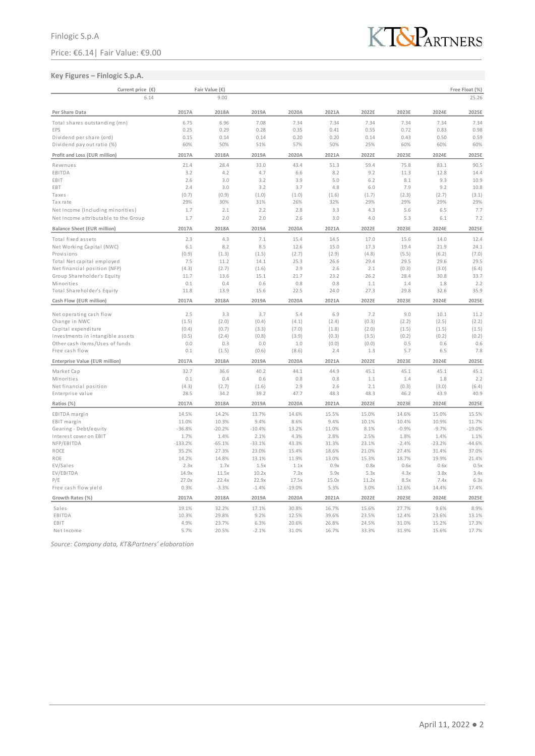## Key Figures – Finlogic S.p.A.

| Current price (€) | Fair Value (€) | | | | | | | Free Float (%) |
|---|---|---|---|---|---|---|---|---|
| 6.14 | 9.00 | | | | | | | 25.26 |

| Per Share Data | 2017A | 2018A | 2019A | 2020A | 2021A | 2022E | 2023E | 2024E | 2025E |
|---|---|---|---|---|---|---|---|---|---|
| Total shares outstanding (mn) | 6.75 | 6.96 | 7.08 | 7.34 | 7.34 | 7.34 | 7.34 | 7.34 | 7.34 |
| EPS | 0.25 | 0.29 | 0.28 | 0.35 | 0.41 | 0.55 | 0.72 | 0.83 | 0.98 |
| Dividend per share (ord) | 0.15 | 0.14 | 0.14 | 0.20 | 0.20 | 0.14 | 0.43 | 0.50 | 0.59 |
| Dividend pay out ratio (%) | 60% | 50% | 51% | 57% | 50% | 25% | 60% | 60% | 60% |
| **Profit and Loss (EUR million)** | **2017A** | **2018A** | **2019A** | **2020A** | **2021A** | **2022E** | **2023E** | **2024E** | **2025E** |
| Revenues | 21.4 | 28.4 | 33.0 | 43.4 | 51.3 | 59.4 | 75.8 | 83.1 | 90.5 |
| EBITDA | 3.2 | 4.2 | 4.7 | 6.6 | 8.2 | 9.2 | 11.3 | 12.8 | 14.4 |
| EBIT | 2.6 | 3.0 | 3.2 | 3.9 | 5.0 | 6.2 | 8.1 | 9.3 | 10.9 |
| EBT | 2.4 | 3.0 | 3.2 | 3.7 | 4.8 | 6.0 | 7.9 | 9.2 | 10.8 |
| Taxes | (0.7) | (0.9) | (1.0) | (1.0) | (1.6) | (1.7) | (2.3) | (2.7) | (3.1) |
| Tax rate | 29% | 30% | 31% | 26% | 32% | 29% | 29% | 29% | 29% |
| Net Income (including minorities) | 1.7 | 2.1 | 2.2 | 2.8 | 3.3 | 4.3 | 5.6 | 6.5 | 7.7 |
| Net Income attributable to the Group | 1.7 | 2.0 | 2.0 | 2.6 | 3.0 | 4.0 | 5.3 | 6.1 | 7.2 |
| **Balance Sheet (EUR million)** | **2017A** | **2018A** | **2019A** | **2020A** | **2021A** | **2022E** | **2023E** | **2024E** | **2025E** |
| Total fixed assets | 2.3 | 4.3 | 7.1 | 15.4 | 14.5 | 17.0 | 15.6 | 14.0 | 12.4 |
| Net Working Capital (NWC) | 6.1 | 8.2 | 8.5 | 12.6 | 15.0 | 17.3 | 19.4 | 21.9 | 24.1 |
| Provisions | (0.9) | (1.3) | (1.5) | (2.7) | (2.9) | (4.8) | (5.5) | (6.2) | (7.0) |
| Total Net capital employed | 7.5 | 11.2 | 14.1 | 25.3 | 26.6 | 29.4 | 29.5 | 29.6 | 29.5 |
| Net financial position (NFP) | (4.3) | (2.7) | (1.6) | 2.9 | 2.6 | 2.1 | (0.3) | (3.0) | (6.4) |
| Group Shareholder's Equity | 11.7 | 13.6 | 15.1 | 21.7 | 23.2 | 26.2 | 28.4 | 30.8 | 33.7 |
| Minorities | 0.1 | 0.4 | 0.6 | 0.8 | 0.8 | 1.1 | 1.4 | 1.8 | 2.2 |
| Total Shareholder's Equity | 11.8 | 13.9 | 15.6 | 22.5 | 24.0 | 27.3 | 29.8 | 32.6 | 35.9 |
| **Cash Flow (EUR million)** | **2017A** | **2018A** | **2019A** | **2020A** | **2021A** | **2022E** | **2023E** | **2024E** | **2025E** |
| Net operating cash flow | 2.5 | 3.3 | 3.7 | 5.4 | 6.9 | 7.2 | 9.0 | 10.1 | 11.2 |
| Change in NWC | (1.5) | (2.0) | (0.4) | (4.1) | (2.4) | (0.3) | (2.2) | (2.5) | (2.2) |
| Capital expenditure | (0.4) | (0.7) | (3.3) | (7.0) | (1.8) | (2.0) | (1.5) | (1.5) | (1.5) |
| Investments in intangible assets | (0.5) | (2.4) | (0.8) | (3.9) | (0.3) | (3.5) | (0.2) | (0.2) | (0.2) |
| Other cash items/Uses of funds | 0.0 | 0.3 | 0.0 | 1.0 | (0.0) | (0.0) | 0.5 | 0.6 | 0.6 |
| Free cash flow | 0.1 | (1.5) | (0.6) | (8.6) | 2.4 | 1.3 | 5.7 | 6.5 | 7.8 |
| **Enterprise Value (EUR million)** | **2017A** | **2018A** | **2019A** | **2020A** | **2021A** | **2022E** | **2023E** | **2024E** | **2025E** |
| Market Cap | 32.7 | 36.6 | 40.2 | 44.1 | 44.9 | 45.1 | 45.1 | 45.1 | 45.1 |
| Minorities | 0.1 | 0.4 | 0.6 | 0.8 | 0.8 | 1.1 | 1.4 | 1.8 | 2.2 |
| Net financial position | (4.3) | (2.7) | (1.6) | 2.9 | 2.6 | 2.1 | (0.3) | (3.0) | (6.4) |
| Enterprise value | 28.5 | 34.2 | 39.2 | 47.7 | 48.3 | 48.3 | 46.2 | 43.9 | 40.9 |
| **Ratios (%)** | **2017A** | **2018A** | **2019A** | **2020A** | **2021A** | **2022E** | **2023E** | **2024E** | **2025E** |
| EBITDA margin | 14.5% | 14.2% | 13.7% | 14.6% | 15.5% | 15.0% | 14.6% | 15.0% | 15.5% |
| EBIT margin | 11.0% | 10.3% | 9.4% | 8.6% | 9.4% | 10.1% | 10.4% | 10.9% | 11.7% |
| Gearing - Debt/equity | -36.8% | -20.2% | -10.4% | 13.2% | 11.0% | 8.1% | -0.9% | -9.7% | -19.0% |
| Interest cover on EBIT | 1.7% | 1.4% | 2.1% | 4.3% | 2.8% | 2.5% | 1.8% | 1.4% | 1.1% |
| NFP/EBITDA | -133.2% | -65.1% | -33.1% | 43.3% | 31.3% | 23.1% | -2.4% | -23.2% | -44.6% |
| ROCE | 35.2% | 27.3% | 23.0% | 15.4% | 18.6% | 21.0% | 27.4% | 31.4% | 37.0% |
| ROE | 14.2% | 14.8% | 13.1% | 11.9% | 13.0% | 15.3% | 18.7% | 19.9% | 21.4% |
| EV/Sales | 2.3x | 1.7x | 1.5x | 1.1x | 0.9x | 0.8x | 0.6x | 0.6x | 0.5x |
| EV/EBITDA | 14.9x | 11.5x | 10.2x | 7.3x | 5.9x | 5.3x | 4.3x | 3.8x | 3.4x |
| P/E | 27.0x | 22.4x | 22.9x | 17.5x | 15.0x | 11.2x | 8.5x | 7.4x | 6.3x |
| Free cash flow yield | 0.3% | -3.3% | -1.4% | -19.0% | 5.3% | 3.0% | 12.6% | 14.4% | 17.4% |
| **Growth Rates (%)** | **2017A** | **2018A** | **2019A** | **2020A** | **2021A** | **2022E** | **2023E** | **2024E** | **2025E** |
| Sales | 19.1% | 32.2% | 17.1% | 30.8% | 16.7% | 15.6% | 27.7% | 9.6% | 8.9% |
| EBITDA | 10.3% | 29.8% | 9.2% | 12.5% | 39.6% | 23.5% | 12.4% | 23.6% | 13.1% |
| EBIT | 4.9% | 23.7% | 6.3% | 20.6% | 26.8% | 24.5% | 31.0% | 15.2% | 17.3% |
| Net Income | 5.7% | 20.5% | -2.1% | 31.0% | 16.7% | 33.3% | 31.9% | 15.6% | 17.7% |

*Source: Company data, KT&Partners' elaboration*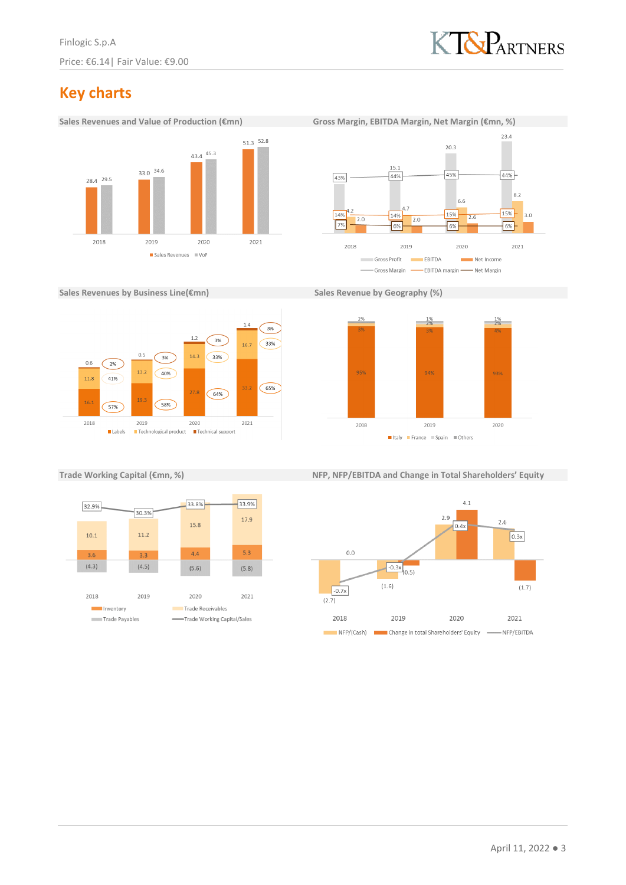## Key charts

### Sales Revenues and Value of Production (€mn)

| | 2018 | 2019 | 2020 | 2021 |
|---|---|---|---|---|
| Sales Revenues | 28.4 | 33.0 | 43.4 | 51.3 |
| VoP | 29.5 | 34.6 | 45.3 | 52.8 |

### Gross Margin, EBITDA Margin, Net Margin (€mn, %)

| | 2018 | 2019 | 2020 | 2021 |
|---|---|---|---|---|
| Gross Profit | | 15.1 | 20.3 | 23.4 |
| EBITDA | 4.2 | 4.7 | 6.6 | 8.2 |
| Net Income | 2.0 | 2.0 | 2.6 | 3.0 |
| Gross Margin | 43% | 44% | 45% | 44% |
| EBITDA margin | 14% | 14% | 15% | 15% |
| Net Margin | 7% | 6% | 6% | 6% |

### Sales Revenues by Business Line(€mn)

| | 2018 | 2019 | 2020 | 2021 |
|---|---|---|---|---|
| Labels | 16.1 (57%) | 19.3 (58%) | 27.8 (64%) | 33.2 (65%) |
| Technological product | 11.8 (41%) | 13.2 (40%) | 14.3 (33%) | 16.7 (33%) |
| Technical support | 0.6 (2%) | 0.5 (3%) | 1.2 (3%) | 1.4 (3%) |

### Sales Revenue by Geography (%)

| | 2018 | 2019 | 2020 |
|---|---|---|---|
| Italy | 95% | 94% | 93% |
| France | 3% | 3% | 4% |
| Spain | 2% | 2% | 2% |
| Others | | 1% | 1% |

### Trade Working Capital (€mn, %)

| | 2018 | 2019 | 2020 | 2021 |
|---|---|---|---|---|
| Inventory | 3.6 | 3.3 | 4.4 | 5.3 |
| Trade Receivables | 10.1 | 11.2 | 15.8 | 17.9 |
| Trade Payables | (4.3) | (4.5) | (5.6) | (5.8) |
| Trade Working Capital/Sales | 32.9% | 30.3% | 33.8% | 33.9% |

### NFP, NFP/EBITDA and Change in Total Shareholders' Equity

| | 2018 | 2019 | 2020 | 2021 |
|---|---|---|---|---|
| NFP/(Cash) | (2.7) | (1.6) | 2.9 | 2.6 |
| Change in total Shareholders' Equity | 0.0 | (0.5) | 4.1 | (1.7) |
| NFP/EBITDA | -0.7x | -0.3x | 0.4x | 0.3x |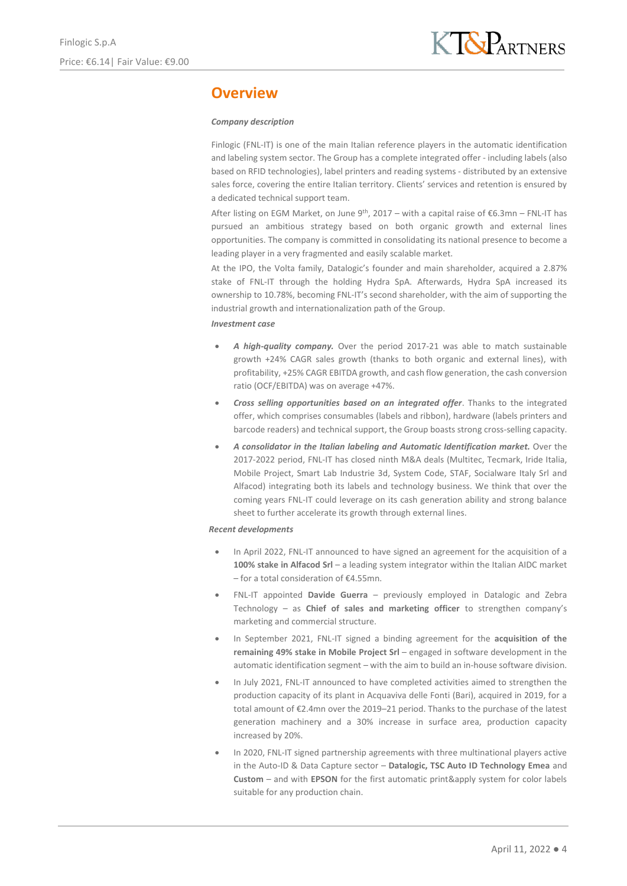## Overview

***Company description***

Finlogic (FNL-IT) is one of the main Italian reference players in the automatic identification and labeling system sector. The Group has a complete integrated offer - including labels (also based on RFID technologies), label printers and reading systems - distributed by an extensive sales force, covering the entire Italian territory. Clients' services and retention is ensured by a dedicated technical support team.

After listing on EGM Market, on June 9th, 2017 – with a capital raise of €6.3mn – FNL-IT has pursued an ambitious strategy based on both organic growth and external lines opportunities. The company is committed in consolidating its national presence to become a leading player in a very fragmented and easily scalable market.

At the IPO, the Volta family, Datalogic's founder and main shareholder, acquired a 2.87% stake of FNL-IT through the holding Hydra SpA. Afterwards, Hydra SpA increased its ownership to 10.78%, becoming FNL-IT's second shareholder, with the aim of supporting the industrial growth and internationalization path of the Group.

***Investment case***

- ***A high-quality company.*** Over the period 2017-21 was able to match sustainable growth +24% CAGR sales growth (thanks to both organic and external lines), with profitability, +25% CAGR EBITDA growth, and cash flow generation, the cash conversion ratio (OCF/EBITDA) was on average +47%.
- ***Cross selling opportunities based on an integrated offer***. Thanks to the integrated offer, which comprises consumables (labels and ribbon), hardware (labels printers and barcode readers) and technical support, the Group boasts strong cross-selling capacity.
- ***A consolidator in the Italian labeling and Automatic Identification market.*** Over the 2017-2022 period, FNL-IT has closed ninth M&A deals (Multitec, Tecmark, Iride Italia, Mobile Project, Smart Lab Industrie 3d, System Code, STAF, Socialware Italy Srl and Alfacod) integrating both its labels and technology business. We think that over the coming years FNL-IT could leverage on its cash generation ability and strong balance sheet to further accelerate its growth through external lines.

***Recent developments***

- In April 2022, FNL-IT announced to have signed an agreement for the acquisition of a **100% stake in Alfacod Srl** – a leading system integrator within the Italian AIDC market – for a total consideration of €4.55mn.
- FNL-IT appointed **Davide Guerra** – previously employed in Datalogic and Zebra Technology – as **Chief of sales and marketing officer** to strengthen company's marketing and commercial structure.
- In September 2021, FNL-IT signed a binding agreement for the **acquisition of the remaining 49% stake in Mobile Project Srl** – engaged in software development in the automatic identification segment – with the aim to build an in-house software division.
- In July 2021, FNL-IT announced to have completed activities aimed to strengthen the production capacity of its plant in Acquaviva delle Fonti (Bari), acquired in 2019, for a total amount of €2.4mn over the 2019–21 period. Thanks to the purchase of the latest generation machinery and a 30% increase in surface area, production capacity increased by 20%.
- In 2020, FNL-IT signed partnership agreements with three multinational players active in the Auto-ID & Data Capture sector – **Datalogic, TSC Auto ID Technology Emea** and **Custom** – and with **EPSON** for the first automatic print&apply system for color labels suitable for any production chain.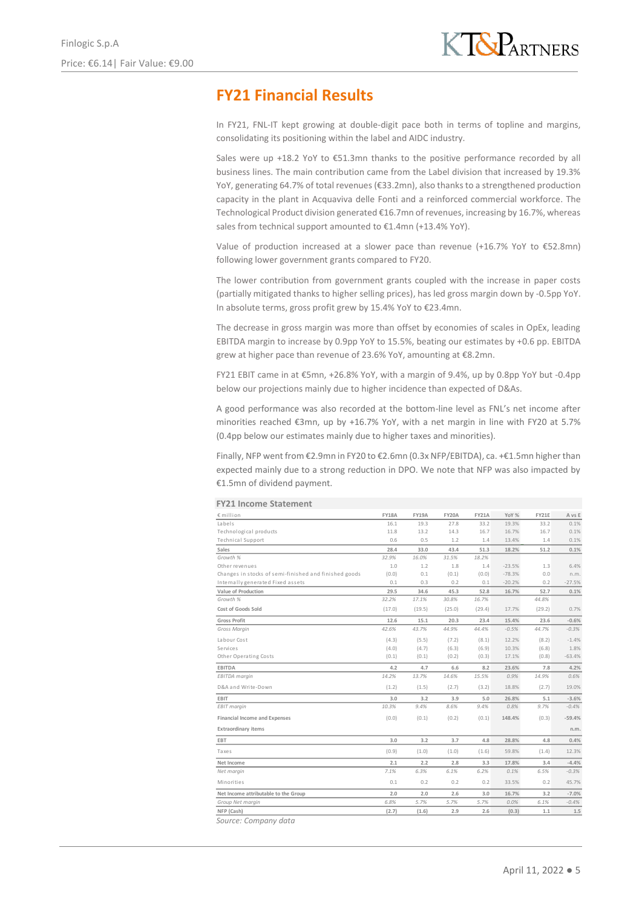## FY21 Financial Results

In FY21, FNL-IT kept growing at double-digit pace both in terms of topline and margins, consolidating its positioning within the label and AIDC industry.

Sales were up +18.2 YoY to €51.3mn thanks to the positive performance recorded by all business lines. The main contribution came from the Label division that increased by 19.3% YoY, generating 64.7% of total revenues (€33.2mn), also thanks to a strengthened production capacity in the plant in Acquaviva delle Fonti and a reinforced commercial workforce. The Technological Product division generated €16.7mn of revenues, increasing by 16.7%, whereas sales from technical support amounted to €1.4mn (+13.4% YoY).

Value of production increased at a slower pace than revenue (+16.7% YoY to €52.8mn) following lower government grants compared to FY20.

The lower contribution from government grants coupled with the increase in paper costs (partially mitigated thanks to higher selling prices), has led gross margin down by -0.5pp YoY. In absolute terms, gross profit grew by 15.4% YoY to €23.4mn.

The decrease in gross margin was more than offset by economies of scales in OpEx, leading EBITDA margin to increase by 0.9pp YoY to 15.5%, beating our estimates by +0.6 pp. EBITDA grew at higher pace than revenue of 23.6% YoY, amounting at €8.2mn.

FY21 EBIT came in at €5mn, +26.8% YoY, with a margin of 9.4%, up by 0.8pp YoY but -0.4pp below our projections mainly due to higher incidence than expected of D&As.

A good performance was also recorded at the bottom-line level as FNL's net income after minorities reached €3mn, up by +16.7% YoY, with a net margin in line with FY20 at 5.7% (0.4pp below our estimates mainly due to higher taxes and minorities).

Finally, NFP went from €2.9mn in FY20 to €2.6mn (0.3x NFP/EBITDA), ca. +€1.5mn higher than expected mainly due to a strong reduction in DPO. We note that NFP was also impacted by €1.5mn of dividend payment.

**FY21 Income Statement**

| € million | FY18A | FY19A | FY20A | FY21A | YoY % | FY21E | A vs E |
|---|---|---|---|---|---|---|---|
| Labels | 16.1 | 19.3 | 27.8 | 33.2 | 19.3% | 33.2 | 0.1% |
| Technological products | 11.8 | 13.2 | 14.3 | 16.7 | 16.7% | 16.7 | 0.1% |
| Technical Support | 0.6 | 0.5 | 1.2 | 1.4 | 13.4% | 1.4 | 0.1% |
| **Sales** | **28.4** | **33.0** | **43.4** | **51.3** | **18.2%** | **51.2** | **0.1%** |
| *Growth %* | *32.9%* | *16.0%* | *31.5%* | *18.2%* | | | |
| Other revenues | 1.0 | 1.2 | 1.8 | 1.4 | -23.5% | 1.3 | 6.4% |
| Changes in stocks of semi-finished and finished goods | (0.0) | 0.1 | (0.1) | (0.0) | -78.3% | 0.0 | n.m. |
| Internally generated Fixed assets | 0.1 | 0.3 | 0.2 | 0.1 | -20.2% | 0.2 | -27.5% |
| **Value of Production** | **29.5** | **34.6** | **45.3** | **52.8** | **16.7%** | **52.7** | **0.1%** |
| *Growth %* | *32.2%* | *17.1%* | *30.8%* | *16.7%* | | *44.8%* | |
| Cost of Goods Sold | (17.0) | (19.5) | (25.0) | (29.4) | 17.7% | (29.2) | 0.7% |
| **Gross Profit** | **12.6** | **15.1** | **20.3** | **23.4** | **15.4%** | **23.6** | **-0.6%** |
| *Gross Margin* | *42.6%* | *43.7%* | *44.9%* | *44.4%* | *-0.5%* | *44.7%* | *-0.3%* |
| Labour Cost | (4.3) | (5.5) | (7.2) | (8.1) | 12.2% | (8.2) | -1.4% |
| Services | (4.0) | (4.7) | (6.3) | (6.9) | 10.3% | (6.8) | 1.8% |
| Other Operating Costs | (0.1) | (0.1) | (0.2) | (0.3) | 17.1% | (0.8) | -63.4% |
| **EBITDA** | **4.2** | **4.7** | **6.6** | **8.2** | **23.6%** | **7.8** | **4.2%** |
| *EBITDA margin* | *14.2%* | *13.7%* | *14.6%* | *15.5%* | *0.9%* | *14.9%* | *0.6%* |
| D&A and Write-Down | (1.2) | (1.5) | (2.7) | (3.2) | 18.8% | (2.7) | 19.0% |
| **EBIT** | **3.0** | **3.2** | **3.9** | **5.0** | **26.8%** | **5.1** | **-3.6%** |
| *EBIT margin* | *10.3%* | *9.4%* | *8.6%* | *9.4%* | *0.8%* | *9.7%* | *-0.4%* |
| **Financial Income and Expenses** | (0.0) | (0.1) | (0.2) | (0.1) | 148.4% | (0.3) | -59.4% |
| **Extraordinary items** | | | | | | | n.m. |
| **EBT** | **3.0** | **3.2** | **3.7** | **4.8** | **28.8%** | **4.8** | **0.4%** |
| Taxes | (0.9) | (1.0) | (1.0) | (1.6) | 59.8% | (1.4) | 12.3% |
| **Net Income** | **2.1** | **2.2** | **2.8** | **3.3** | **17.8%** | **3.4** | **-4.4%** |
| *Net margin* | *7.1%* | *6.3%* | *6.1%* | *6.2%* | *0.1%* | *6.5%* | *-0.3%* |
| Minorities | 0.1 | 0.2 | 0.2 | 0.2 | 33.5% | 0.2 | 45.7% |
| **Net Income attributable to the Group** | **2.0** | **2.0** | **2.6** | **3.0** | **16.7%** | **3.2** | **-7.0%** |
| *Group Net margin* | *6.8%* | *5.7%* | *5.7%* | *5.7%* | *0.0%* | *6.1%* | *-0.4%* |
| **NFP (Cash)** | **(2.7)** | **(1.6)** | **2.9** | **2.6** | **(0.3)** | **1.1** | **1.5** |

*Source: Company data*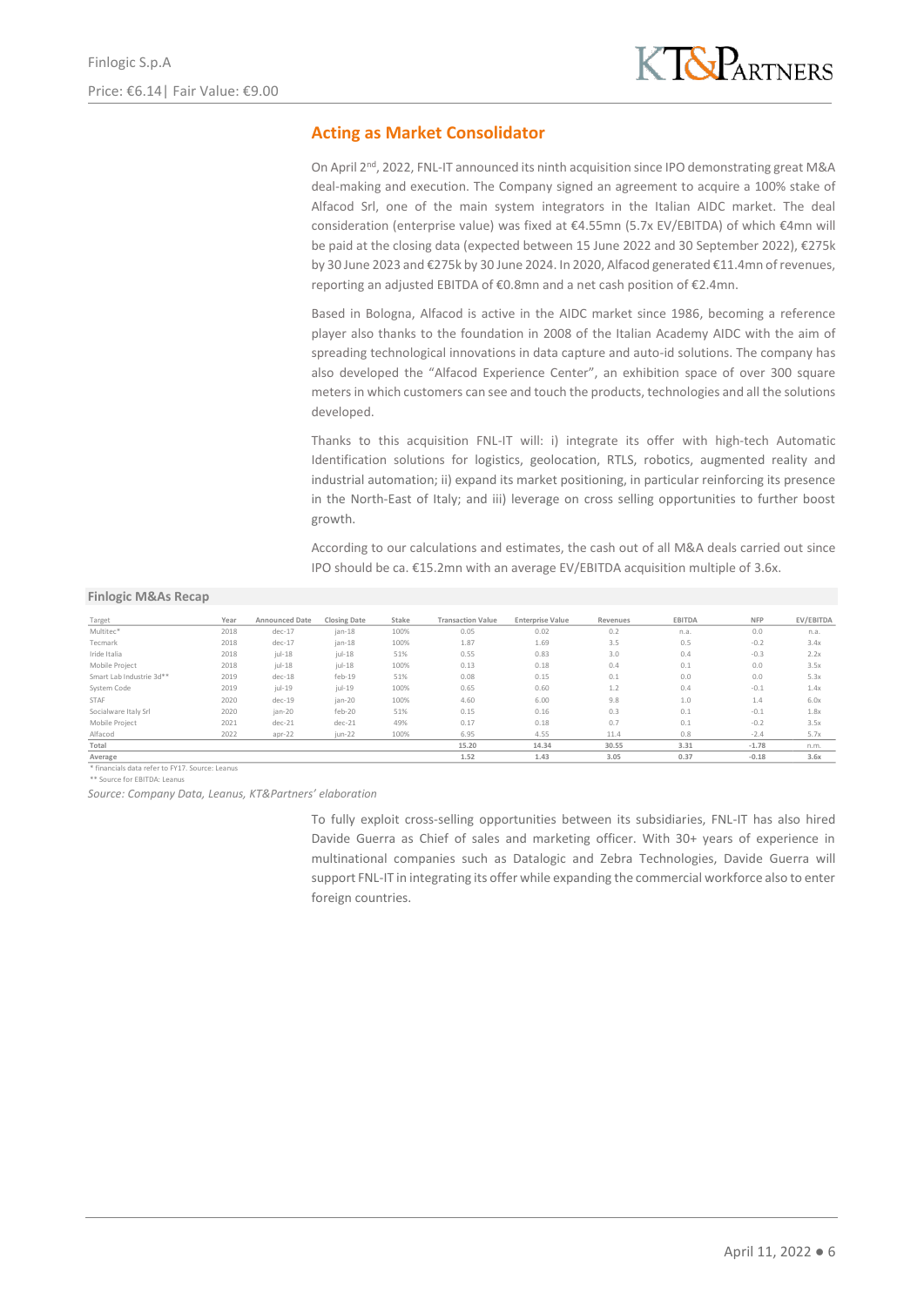## Acting as Market Consolidator

On April 2[nd], 2022, FNL-IT announced its ninth acquisition since IPO demonstrating great M&A deal-making and execution. The Company signed an agreement to acquire a 100% stake of Alfacod Srl, one of the main system integrators in the Italian AIDC market. The deal consideration (enterprise value) was fixed at €4.55mn (5.7x EV/EBITDA) of which €4mn will be paid at the closing data (expected between 15 June 2022 and 30 September 2022), €275k by 30 June 2023 and €275k by 30 June 2024. In 2020, Alfacod generated €11.4mn of revenues, reporting an adjusted EBITDA of €0.8mn and a net cash position of €2.4mn.

Based in Bologna, Alfacod is active in the AIDC market since 1986, becoming a reference player also thanks to the foundation in 2008 of the Italian Academy AIDC with the aim of spreading technological innovations in data capture and auto-id solutions. The company has also developed the "Alfacod Experience Center", an exhibition space of over 300 square meters in which customers can see and touch the products, technologies and all the solutions developed.

Thanks to this acquisition FNL-IT will: i) integrate its offer with high-tech Automatic Identification solutions for logistics, geolocation, RTLS, robotics, augmented reality and industrial automation; ii) expand its market positioning, in particular reinforcing its presence in the North-East of Italy; and iii) leverage on cross selling opportunities to further boost growth.

According to our calculations and estimates, the cash out of all M&A deals carried out since IPO should be ca. €15.2mn with an average EV/EBITDA acquisition multiple of 3.6x.

**Finlogic M&As Recap**

| Target | Year | Announced Date | Closing Date | Stake | Transaction Value | Enterprise Value | Revenues | EBITDA | NFP | EV/EBITDA |
|---|---|---|---|---|---|---|---|---|---|---|
| Multitec* | 2018 | dec-17 | jan-18 | 100% | 0.05 | 0.02 | 0.2 | n.a. | 0.0 | n.a. |
| Tecmark | 2018 | dec-17 | jan-18 | 100% | 1.87 | 1.69 | 3.5 | 0.5 | -0.2 | 3.4x |
| Iride Italia | 2018 | jul-18 | jul-18 | 51% | 0.55 | 0.83 | 3.0 | 0.4 | -0.3 | 2.2x |
| Mobile Project | 2018 | jul-18 | jul-18 | 100% | 0.13 | 0.18 | 0.4 | 0.1 | 0.0 | 3.5x |
| Smart Lab Industrie 3d** | 2019 | dec-18 | feb-19 | 51% | 0.08 | 0.15 | 0.1 | 0.0 | 0.0 | 5.3x |
| System Code | 2019 | jul-19 | jul-19 | 100% | 0.65 | 0.60 | 1.2 | 0.4 | -0.1 | 1.4x |
| STAF | 2020 | dec-19 | jan-20 | 100% | 4.60 | 6.00 | 9.8 | 1.0 | 1.4 | 6.0x |
| Socialware Italy Srl | 2020 | jan-20 | feb-20 | 51% | 0.15 | 0.16 | 0.3 | 0.1 | -0.1 | 1.8x |
| Mobile Project | 2021 | dec-21 | dec-21 | 49% | 0.17 | 0.18 | 0.7 | 0.1 | -0.2 | 3.5x |
| Alfacod | 2022 | apr-22 | jun-22 | 100% | 6.95 | 4.55 | 11.4 | 0.8 | -2.4 | 5.7x |
| **Total** | | | | | **15.20** | **14.34** | **30.55** | **3.31** | **-1.78** | **n.m.** |
| **Average** | | | | | **1.52** | **1.43** | **3.05** | **0.37** | **-0.18** | **3.6x** |

\* financials data refer to FY17. Source: Leanus

\*\* Source for EBITDA: Leanus

*Source: Company Data, Leanus, KT&Partners' elaboration*

To fully exploit cross-selling opportunities between its subsidiaries, FNL-IT has also hired Davide Guerra as Chief of sales and marketing officer. With 30+ years of experience in multinational companies such as Datalogic and Zebra Technologies, Davide Guerra will support FNL-IT in integrating its offer while expanding the commercial workforce also to enter foreign countries.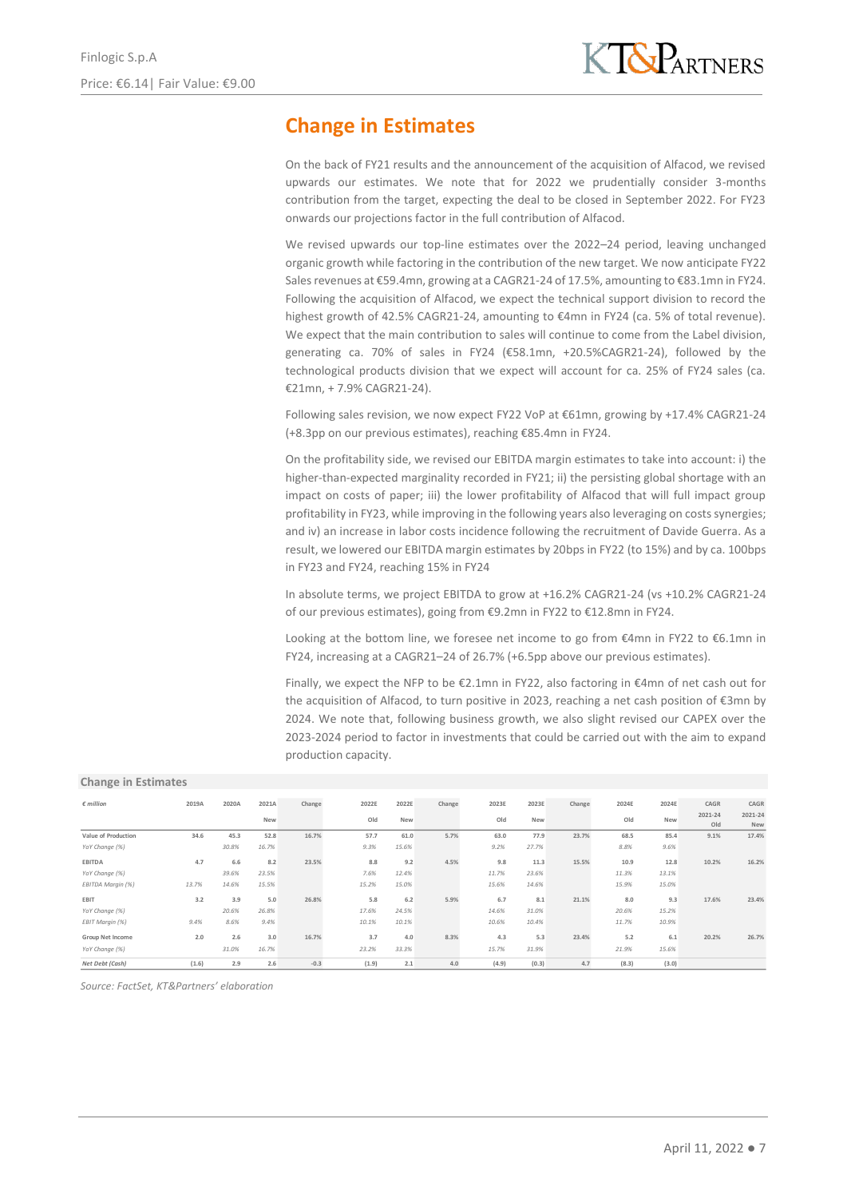## Change in Estimates

On the back of FY21 results and the announcement of the acquisition of Alfacod, we revised upwards our estimates. We note that for 2022 we prudentially consider 3-months contribution from the target, expecting the deal to be closed in September 2022. For FY23 onwards our projections factor in the full contribution of Alfacod.

We revised upwards our top-line estimates over the 2022–24 period, leaving unchanged organic growth while factoring in the contribution of the new target. We now anticipate FY22 Sales revenues at €59.4mn, growing at a CAGR21-24 of 17.5%, amounting to €83.1mn in FY24. Following the acquisition of Alfacod, we expect the technical support division to record the highest growth of 42.5% CAGR21-24, amounting to €4mn in FY24 (ca. 5% of total revenue). We expect that the main contribution to sales will continue to come from the Label division, generating ca. 70% of sales in FY24 (€58.1mn, +20.5%CAGR21-24), followed by the technological products division that we expect will account for ca. 25% of FY24 sales (ca. €21mn, + 7.9% CAGR21-24).

Following sales revision, we now expect FY22 VoP at €61mn, growing by +17.4% CAGR21-24 (+8.3pp on our previous estimates), reaching €85.4mn in FY24.

On the profitability side, we revised our EBITDA margin estimates to take into account: i) the higher-than-expected marginality recorded in FY21; ii) the persisting global shortage with an impact on costs of paper; iii) the lower profitability of Alfacod that will full impact group profitability in FY23, while improving in the following years also leveraging on costs synergies; and iv) an increase in labor costs incidence following the recruitment of Davide Guerra. As a result, we lowered our EBITDA margin estimates by 20bps in FY22 (to 15%) and by ca. 100bps in FY23 and FY24, reaching 15% in FY24

In absolute terms, we project EBITDA to grow at +16.2% CAGR21-24 (vs +10.2% CAGR21-24 of our previous estimates), going from €9.2mn in FY22 to €12.8mn in FY24.

Looking at the bottom line, we foresee net income to go from €4mn in FY22 to €6.1mn in FY24, increasing at a CAGR21–24 of 26.7% (+6.5pp above our previous estimates).

Finally, we expect the NFP to be €2.1mn in FY22, also factoring in €4mn of net cash out for the acquisition of Alfacod, to turn positive in 2023, reaching a net cash position of €3mn by 2024. We note that, following business growth, we also slight revised our CAPEX over the 2023-2024 period to factor in investments that could be carried out with the aim to expand production capacity.

**Change in Estimates**

| € million | 2019A | 2020A | 2021A New | Change | 2022E Old | 2022E New | Change | 2023E Old | 2023E New | Change | 2024E Old | 2024E New | CAGR 2021-24 Old | CAGR 2021-24 New |
|---|---|---|---|---|---|---|---|---|---|---|---|---|---|---|
| **Value of Production** | 34.6 | 45.3 | 52.8 | 16.7% | 57.7 | 61.0 | 5.7% | 63.0 | 77.9 | 23.7% | 68.5 | 85.4 | 9.1% | 17.4% |
| *YoY Change (%)* | | *30.8%* | *16.7%* | | *9.3%* | *15.6%* | | *9.2%* | *27.7%* | | *8.8%* | *9.6%* | | |
| **EBITDA** | 4.7 | 6.6 | 8.2 | 23.5% | 8.8 | 9.2 | 4.5% | 9.8 | 11.3 | 15.5% | 10.9 | 12.8 | 10.2% | 16.2% |
| *YoY Change (%)* | | *39.6%* | *23.5%* | | *7.6%* | *12.4%* | | *11.7%* | *23.6%* | | *11.3%* | *13.1%* | | |
| *EBITDA Margin (%)* | *13.7%* | *14.6%* | *15.5%* | | *15.2%* | *15.0%* | | *15.6%* | *14.6%* | | *15.9%* | *15.0%* | | |
| **EBIT** | 3.2 | 3.9 | 5.0 | 26.8% | 5.8 | 6.2 | 5.9% | 6.7 | 8.1 | 21.1% | 8.0 | 9.3 | 17.6% | 23.4% |
| *YoY Change (%)* | | *20.6%* | *26.8%* | | *17.6%* | *24.5%* | | *14.6%* | *31.0%* | | *20.6%* | *15.2%* | | |
| *EBIT Margin (%)* | *9.4%* | *8.6%* | *9.4%* | | *10.1%* | *10.1%* | | *10.6%* | *10.4%* | | *11.7%* | *10.9%* | | |
| **Group Net Income** | 2.0 | 2.6 | 3.0 | 16.7% | 3.7 | 4.0 | 8.3% | 4.3 | 5.3 | 23.4% | 5.2 | 6.1 | 20.2% | 26.7% |
| *YoY Change (%)* | | *31.0%* | *16.7%* | | *23.2%* | *33.3%* | | *15.7%* | *31.9%* | | *21.9%* | *15.6%* | | |
| *Net Debt (Cash)* | (1.6) | 2.9 | 2.6 | -0.3 | (1.9) | 2.1 | 4.0 | (4.9) | (0.3) | 4.7 | (8.3) | (3.0) | | |

Source: FactSet, KT&Partners' elaboration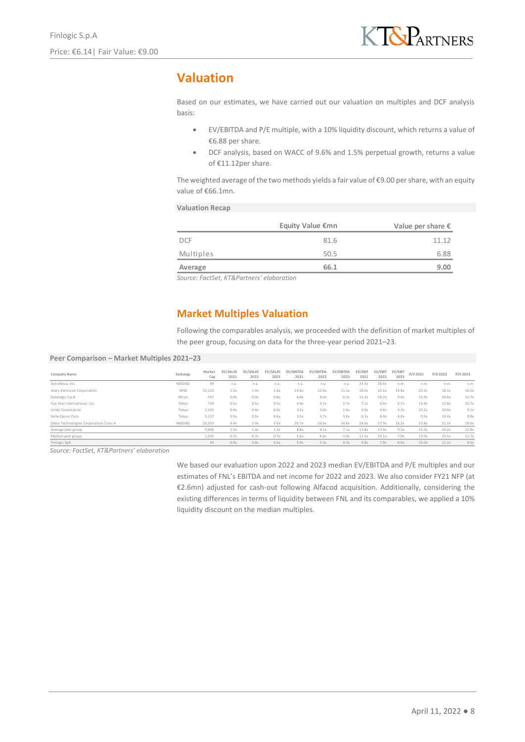## Valuation

Based on our estimates, we have carried out our valuation on multiples and DCF analysis basis:

- EV/EBITDA and P/E multiple, with a 10% liquidity discount, which returns a value of €6.88 per share.
- DCF analysis, based on WACC of 9.6% and 1.5% perpetual growth, returns a value of €11.12per share.

The weighted average of the two methods yields a fair value of €9.00 per share, with an equity value of €66.1mn.

**Valuation Recap**

| | Equity Value €mn | Value per share € |
|---|---|---|
| DCF | 81.6 | 11.12 |
| Multiples | 50.5 | 6.88 |
| **Average** | **66.1** | **9.00** |

*Source: FactSet, KT&Partners' elaboration*

## Market Multiples Valuation

Following the comparables analysis, we proceeded with the definition of market multiples of the peer group, focusing on data for the three-year period 2021–23.

**Peer Comparison – Market Multiples 2021–23**

| Company Name | Exchange | Market Cap | EV/SALES 2021 | EV/SALES 2022 | EV/SALES 2023 | EV/EBITDA 2021 | EV/EBITDA 2022 | EV/EBITDA 2023 | EV/EBIT 2021 | EV/EBIT 2022 | EV/EBIT 2023 | P/E 2021 | P/E 2022 | P/E 2023 |
|---|---|---|---|---|---|---|---|---|---|---|---|---|---|---|
| AstroNova, Inc. | NASDAQ | 99 | n.a. | n.a. | n.a. | n.a. | n.a. | n.a. | 24.5x | 28.6x | n.m. | n.m. | n.m. | n.m. |
| Avery Dennison Corporation | NYSE | 13,113 | 2.2x | 1.9x | 1.8x | 14.6x | 12.0x | 11.1x | 18.0x | 15.1x | 13.8x | 20.2x | 18.1x | 16.2x |
| Datalogic S.p.A. | Milan | 547 | 0.9x | 0.9x | 0.8x | 6.8x | 9.0x | 6.3x | 11.3x | 18.2x | 9.8x | 12.9x | 24.6x | 12.7x |
| Fuji Seal International, Inc. | Tokyo | 739 | 0.5x | 0.5x | 0.5x | 4.4x | 4.1x | 3.7x | 7.2x | 6.6x | 5.7x | 14.9x | 12.8x | 10.7x |
| Lintec Corporation | Tokyo | 1,335 | 0.4x | 0.4x | 0.4x | 3.1x | 3.0x | 2.8x | 4.9x | 4.6x | 4.3x | 10.2x | 10.0x | 9.1x |
| Seiko Epson Corp. | Tokyo | 5,157 | 0.5x | 0.5x | 0.6x | 3.5x | 3.7x | 3.6x | 6.1x | 6.4x | 6.0x | 9.5x | 10.4x | 9.8x |
| Zebra Technologies Corporation Class A | NASDAQ | 20,353 | 4.4x | 3.9x | 3.6x | 20.7x | 16.6x | 14.8x | 24.6x | 17.9x | 16.2x | 23.8x | 21.2x | 18.6x |
| Average peer group | | 5,906 | 1.5x | 1.3x | 1.3x | 8.8x | 8.1x | 7.1x | 13.8x | 13.9x | 9.3x | 15.3x | 16.2x | 12.8x |
| Median peer group | | 1,335 | 0.7x | 0.7x | 0.7x | 5.6x | 6.6x | 5.0x | 11.3x | 15.1x | 7.9x | 13.9x | 15.5x | 11.7x |
| Finlogic SpA | | 45 | 0.9x | 0.8x | 0.6x | 5.9x | 5.3x | 4.3x | 9.8x | 7.9x | 6.0x | 15.0x | 11.2x | 8.5x |

*Source: FactSet, KT&Partners' elaboration*

We based our evaluation upon 2022 and 2023 median EV/EBITDA and P/E multiples and our estimates of FNL's EBITDA and net income for 2022 and 2023. We also consider FY21 NFP (at €2.6mn) adjusted for cash-out following Alfacod acquisition. Additionally, considering the existing differences in terms of liquidity between FNL and its comparables, we applied a 10% liquidity discount on the median multiples.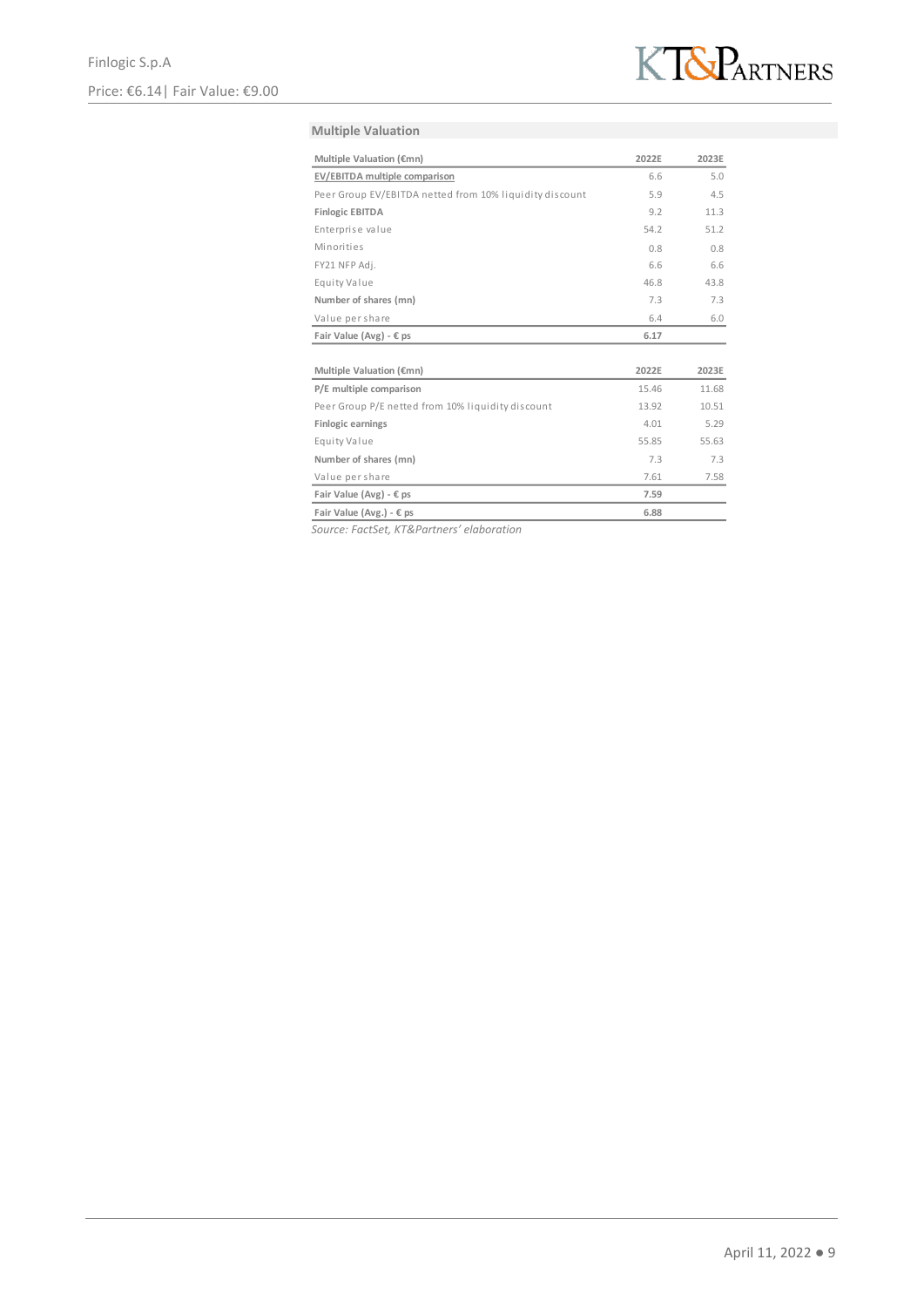## Multiple Valuation

| Multiple Valuation (€mn) | 2022E | 2023E |
|---|---|---|
| EV/EBITDA multiple comparison | 6.6 | 5.0 |
| Peer Group EV/EBITDA netted from 10% liquidity discount | 5.9 | 4.5 |
| **Finlogic EBITDA** | 9.2 | 11.3 |
| Enterprise value | 54.2 | 51.2 |
| Minorities | 0.8 | 0.8 |
| FY21 NFP Adj. | 6.6 | 6.6 |
| Equity Value | 46.8 | 43.8 |
| **Number of shares (mn)** | 7.3 | 7.3 |
| Value per share | 6.4 | 6.0 |
| **Fair Value (Avg) - € ps** | **6.17** | |

| Multiple Valuation (€mn) | 2022E | 2023E |
|---|---|---|
| **P/E multiple comparison** | 15.46 | 11.68 |
| Peer Group P/E netted from 10% liquidity discount | 13.92 | 10.51 |
| **Finlogic earnings** | 4.01 | 5.29 |
| Equity Value | 55.85 | 55.63 |
| **Number of shares (mn)** | 7.3 | 7.3 |
| Value per share | 7.61 | 7.58 |
| **Fair Value (Avg) - € ps** | **7.59** | |
| **Fair Value (Avg.) - € ps** | **6.88** | |

*Source: FactSet, KT&Partners' elaboration*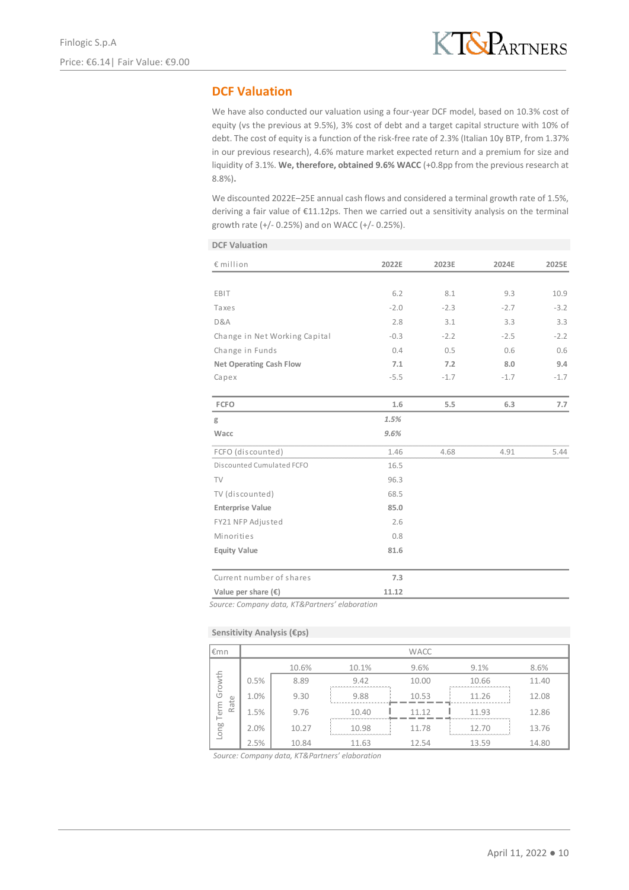## DCF Valuation

We have also conducted our valuation using a four-year DCF model, based on 10.3% cost of equity (vs the previous at 9.5%), 3% cost of debt and a target capital structure with 10% of debt. The cost of equity is a function of the risk-free rate of 2.3% (Italian 10y BTP, from 1.37% in our previous research), 4.6% mature market expected return and a premium for size and liquidity of 3.1%. **We, therefore, obtained 9.6% WACC** (+0.8pp from the previous research at 8.8%).

We discounted 2022E–25E annual cash flows and considered a terminal growth rate of 1.5%, deriving a fair value of €11.12ps. Then we carried out a sensitivity analysis on the terminal growth rate (+/- 0.25%) and on WACC (+/- 0.25%).

**DCF Valuation**

| € million | 2022E | 2023E | 2024E | 2025E |
|---|---|---|---|---|
| EBIT | 6.2 | 8.1 | 9.3 | 10.9 |
| Taxes | -2.0 | -2.3 | -2.7 | -3.2 |
| D&A | 2.8 | 3.1 | 3.3 | 3.3 |
| Change in Net Working Capital | -0.3 | -2.2 | -2.5 | -2.2 |
| Change in Funds | 0.4 | 0.5 | 0.6 | 0.6 |
| **Net Operating Cash Flow** | **7.1** | **7.2** | **8.0** | **9.4** |
| Capex | -5.5 | -1.7 | -1.7 | -1.7 |
| **FCFO** | **1.6** | **5.5** | **6.3** | **7.7** |
| g | *1.5%* | | | |
| **Wacc** | *9.6%* | | | |
| FCFO (discounted) | 1.46 | 4.68 | 4.91 | 5.44 |
| Discounted Cumulated FCFO | 16.5 | | | |
| TV | 96.3 | | | |
| TV (discounted) | 68.5 | | | |
| **Enterprise Value** | **85.0** | | | |
| FY21 NFP Adjusted | 2.6 | | | |
| Minorities | 0.8 | | | |
| **Equity Value** | **81.6** | | | |
| Current number of shares | 7.3 | | | |
| **Value per share (€)** | **11.12** | | | |

*Source: Company data, KT&Partners' elaboration*

**Sensitivity Analysis (€ps)**

| €mn | | WACC | | | | |
|---|---|---|---|---|---|---|
| | | 10.6% | 10.1% | 9.6% | 9.1% | 8.6% |
| Long Term Growth Rate | 0.5% | 8.89 | 9.42 | 10.00 | 10.66 | 11.40 |
| | 1.0% | 9.30 | 9.88 | 10.53 | 11.26 | 12.08 |
| | 1.5% | 9.76 | 10.40 | 11.12 | 11.93 | 12.86 |
| | 2.0% | 10.27 | 10.98 | 11.78 | 12.70 | 13.76 |
| | 2.5% | 10.84 | 11.63 | 12.54 | 13.59 | 14.80 |

*Source: Company data, KT&Partners' elaboration*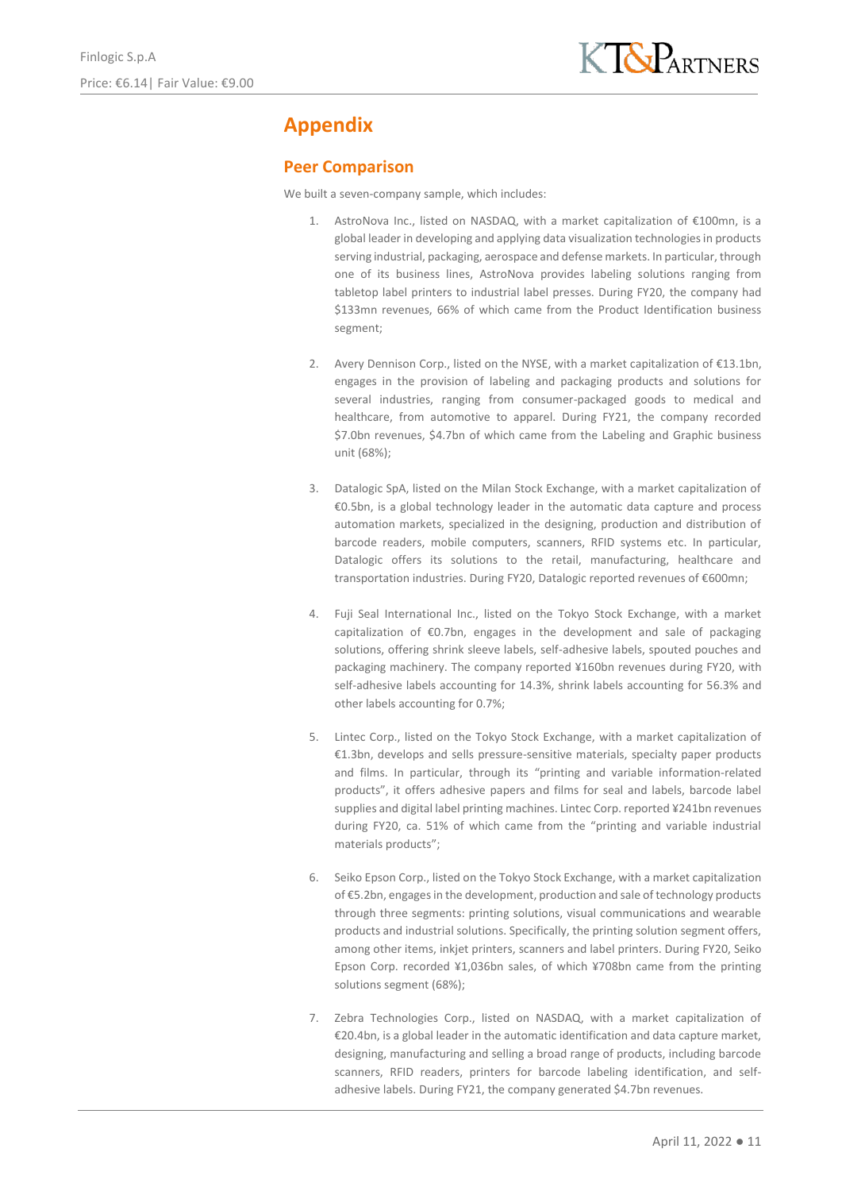# Appendix

## Peer Comparison

We built a seven-company sample, which includes:

1. AstroNova Inc., listed on NASDAQ, with a market capitalization of €100mn, is a global leader in developing and applying data visualization technologies in products serving industrial, packaging, aerospace and defense markets. In particular, through one of its business lines, AstroNova provides labeling solutions ranging from tabletop label printers to industrial label presses. During FY20, the company had $133mn revenues, 66% of which came from the Product Identification business segment;

2. Avery Dennison Corp., listed on the NYSE, with a market capitalization of €13.1bn, engages in the provision of labeling and packaging products and solutions for several industries, ranging from consumer-packaged goods to medical and healthcare, from automotive to apparel. During FY21, the company recorded $7.0bn revenues, $4.7bn of which came from the Labeling and Graphic business unit (68%);

3. Datalogic SpA, listed on the Milan Stock Exchange, with a market capitalization of €0.5bn, is a global technology leader in the automatic data capture and process automation markets, specialized in the designing, production and distribution of barcode readers, mobile computers, scanners, RFID systems etc. In particular, Datalogic offers its solutions to the retail, manufacturing, healthcare and transportation industries. During FY20, Datalogic reported revenues of €600mn;

4. Fuji Seal International Inc., listed on the Tokyo Stock Exchange, with a market capitalization of €0.7bn, engages in the development and sale of packaging solutions, offering shrink sleeve labels, self-adhesive labels, spouted pouches and packaging machinery. The company reported ¥160bn revenues during FY20, with self-adhesive labels accounting for 14.3%, shrink labels accounting for 56.3% and other labels accounting for 0.7%;

5. Lintec Corp., listed on the Tokyo Stock Exchange, with a market capitalization of €1.3bn, develops and sells pressure-sensitive materials, specialty paper products and films. In particular, through its "printing and variable information-related products", it offers adhesive papers and films for seal and labels, barcode label supplies and digital label printing machines. Lintec Corp. reported ¥241bn revenues during FY20, ca. 51% of which came from the "printing and variable industrial materials products";

6. Seiko Epson Corp., listed on the Tokyo Stock Exchange, with a market capitalization of €5.2bn, engages in the development, production and sale of technology products through three segments: printing solutions, visual communications and wearable products and industrial solutions. Specifically, the printing solution segment offers, among other items, inkjet printers, scanners and label printers. During FY20, Seiko Epson Corp. recorded ¥1,036bn sales, of which ¥708bn came from the printing solutions segment (68%);

7. Zebra Technologies Corp., listed on NASDAQ, with a market capitalization of €20.4bn, is a global leader in the automatic identification and data capture market, designing, manufacturing and selling a broad range of products, including barcode scanners, RFID readers, printers for barcode labeling identification, and self-adhesive labels. During FY21, the company generated $4.7bn revenues.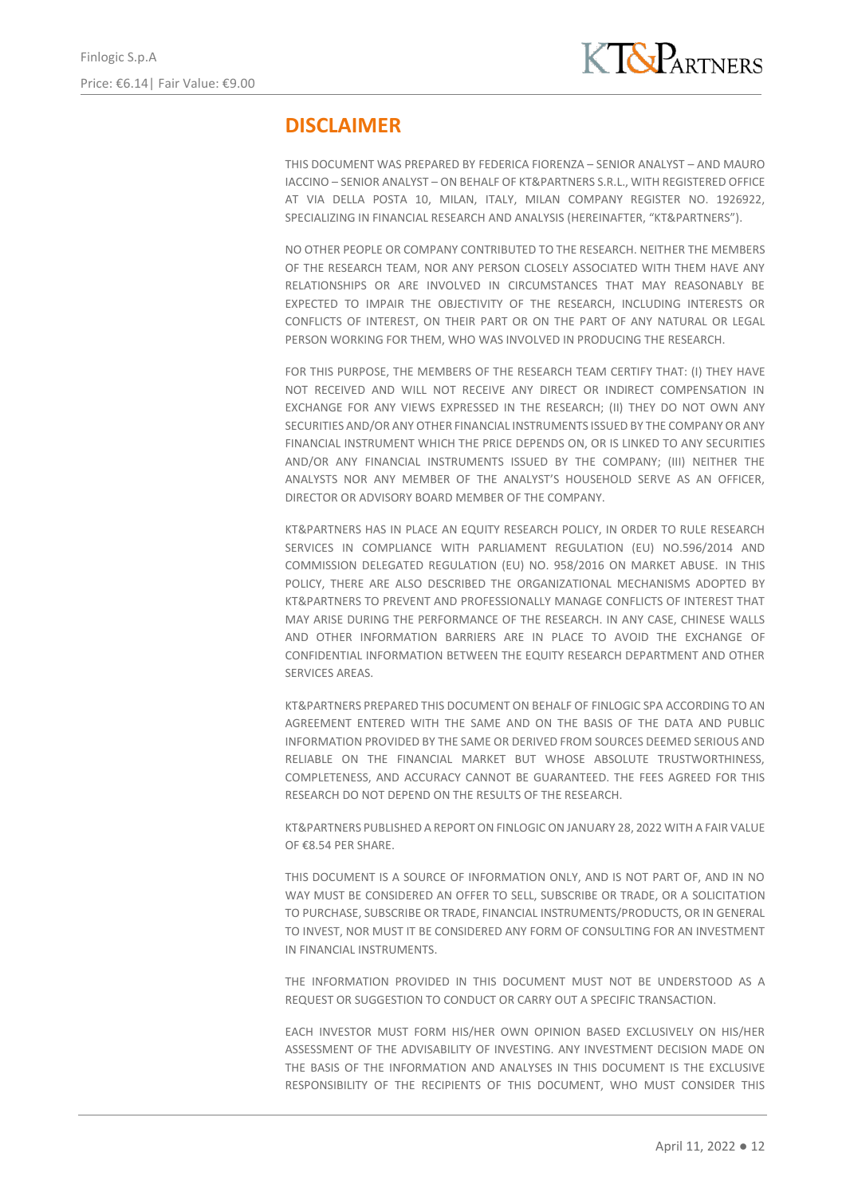# DISCLAIMER

THIS DOCUMENT WAS PREPARED BY FEDERICA FIORENZA – SENIOR ANALYST – AND MAURO IACCINO – SENIOR ANALYST – ON BEHALF OF KT&PARTNERS S.R.L., WITH REGISTERED OFFICE AT VIA DELLA POSTA 10, MILAN, ITALY, MILAN COMPANY REGISTER NO. 1926922, SPECIALIZING IN FINANCIAL RESEARCH AND ANALYSIS (HEREINAFTER, "KT&PARTNERS").

NO OTHER PEOPLE OR COMPANY CONTRIBUTED TO THE RESEARCH. NEITHER THE MEMBERS OF THE RESEARCH TEAM, NOR ANY PERSON CLOSELY ASSOCIATED WITH THEM HAVE ANY RELATIONSHIPS OR ARE INVOLVED IN CIRCUMSTANCES THAT MAY REASONABLY BE EXPECTED TO IMPAIR THE OBJECTIVITY OF THE RESEARCH, INCLUDING INTERESTS OR CONFLICTS OF INTEREST, ON THEIR PART OR ON THE PART OF ANY NATURAL OR LEGAL PERSON WORKING FOR THEM, WHO WAS INVOLVED IN PRODUCING THE RESEARCH.

FOR THIS PURPOSE, THE MEMBERS OF THE RESEARCH TEAM CERTIFY THAT: (I) THEY HAVE NOT RECEIVED AND WILL NOT RECEIVE ANY DIRECT OR INDIRECT COMPENSATION IN EXCHANGE FOR ANY VIEWS EXPRESSED IN THE RESEARCH; (II) THEY DO NOT OWN ANY SECURITIES AND/OR ANY OTHER FINANCIAL INSTRUMENTS ISSUED BY THE COMPANY OR ANY FINANCIAL INSTRUMENT WHICH THE PRICE DEPENDS ON, OR IS LINKED TO ANY SECURITIES AND/OR ANY FINANCIAL INSTRUMENTS ISSUED BY THE COMPANY; (III) NEITHER THE ANALYSTS NOR ANY MEMBER OF THE ANALYST'S HOUSEHOLD SERVE AS AN OFFICER, DIRECTOR OR ADVISORY BOARD MEMBER OF THE COMPANY.

KT&PARTNERS HAS IN PLACE AN EQUITY RESEARCH POLICY, IN ORDER TO RULE RESEARCH SERVICES IN COMPLIANCE WITH PARLIAMENT REGULATION (EU) NO.596/2014 AND COMMISSION DELEGATED REGULATION (EU) NO. 958/2016 ON MARKET ABUSE. IN THIS POLICY, THERE ARE ALSO DESCRIBED THE ORGANIZATIONAL MECHANISMS ADOPTED BY KT&PARTNERS TO PREVENT AND PROFESSIONALLY MANAGE CONFLICTS OF INTEREST THAT MAY ARISE DURING THE PERFORMANCE OF THE RESEARCH. IN ANY CASE, CHINESE WALLS AND OTHER INFORMATION BARRIERS ARE IN PLACE TO AVOID THE EXCHANGE OF CONFIDENTIAL INFORMATION BETWEEN THE EQUITY RESEARCH DEPARTMENT AND OTHER SERVICES AREAS.

KT&PARTNERS PREPARED THIS DOCUMENT ON BEHALF OF FINLOGIC SPA ACCORDING TO AN AGREEMENT ENTERED WITH THE SAME AND ON THE BASIS OF THE DATA AND PUBLIC INFORMATION PROVIDED BY THE SAME OR DERIVED FROM SOURCES DEEMED SERIOUS AND RELIABLE ON THE FINANCIAL MARKET BUT WHOSE ABSOLUTE TRUSTWORTHINESS, COMPLETENESS, AND ACCURACY CANNOT BE GUARANTEED. THE FEES AGREED FOR THIS RESEARCH DO NOT DEPEND ON THE RESULTS OF THE RESEARCH.

KT&PARTNERS PUBLISHED A REPORT ON FINLOGIC ON JANUARY 28, 2022 WITH A FAIR VALUE OF €8.54 PER SHARE.

THIS DOCUMENT IS A SOURCE OF INFORMATION ONLY, AND IS NOT PART OF, AND IN NO WAY MUST BE CONSIDERED AN OFFER TO SELL, SUBSCRIBE OR TRADE, OR A SOLICITATION TO PURCHASE, SUBSCRIBE OR TRADE, FINANCIAL INSTRUMENTS/PRODUCTS, OR IN GENERAL TO INVEST, NOR MUST IT BE CONSIDERED ANY FORM OF CONSULTING FOR AN INVESTMENT IN FINANCIAL INSTRUMENTS.

THE INFORMATION PROVIDED IN THIS DOCUMENT MUST NOT BE UNDERSTOOD AS A REQUEST OR SUGGESTION TO CONDUCT OR CARRY OUT A SPECIFIC TRANSACTION.

EACH INVESTOR MUST FORM HIS/HER OWN OPINION BASED EXCLUSIVELY ON HIS/HER ASSESSMENT OF THE ADVISABILITY OF INVESTING. ANY INVESTMENT DECISION MADE ON THE BASIS OF THE INFORMATION AND ANALYSES IN THIS DOCUMENT IS THE EXCLUSIVE RESPONSIBILITY OF THE RECIPIENTS OF THIS DOCUMENT, WHO MUST CONSIDER THIS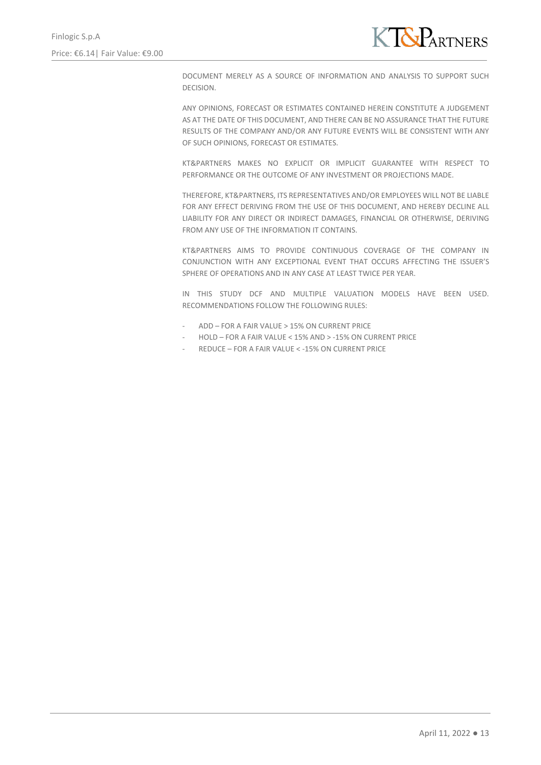DOCUMENT MERELY AS A SOURCE OF INFORMATION AND ANALYSIS TO SUPPORT SUCH DECISION.

ANY OPINIONS, FORECAST OR ESTIMATES CONTAINED HEREIN CONSTITUTE A JUDGEMENT AS AT THE DATE OF THIS DOCUMENT, AND THERE CAN BE NO ASSURANCE THAT THE FUTURE RESULTS OF THE COMPANY AND/OR ANY FUTURE EVENTS WILL BE CONSISTENT WITH ANY OF SUCH OPINIONS, FORECAST OR ESTIMATES.

KT&PARTNERS MAKES NO EXPLICIT OR IMPLICIT GUARANTEE WITH RESPECT TO PERFORMANCE OR THE OUTCOME OF ANY INVESTMENT OR PROJECTIONS MADE.

THEREFORE, KT&PARTNERS, ITS REPRESENTATIVES AND/OR EMPLOYEES WILL NOT BE LIABLE FOR ANY EFFECT DERIVING FROM THE USE OF THIS DOCUMENT, AND HEREBY DECLINE ALL LIABILITY FOR ANY DIRECT OR INDIRECT DAMAGES, FINANCIAL OR OTHERWISE, DERIVING FROM ANY USE OF THE INFORMATION IT CONTAINS.

KT&PARTNERS AIMS TO PROVIDE CONTINUOUS COVERAGE OF THE COMPANY IN CONJUNCTION WITH ANY EXCEPTIONAL EVENT THAT OCCURS AFFECTING THE ISSUER'S SPHERE OF OPERATIONS AND IN ANY CASE AT LEAST TWICE PER YEAR.

IN THIS STUDY DCF AND MULTIPLE VALUATION MODELS HAVE BEEN USED. RECOMMENDATIONS FOLLOW THE FOLLOWING RULES:

- ADD – FOR A FAIR VALUE > 15% ON CURRENT PRICE
- HOLD – FOR A FAIR VALUE < 15% AND > -15% ON CURRENT PRICE
- REDUCE – FOR A FAIR VALUE < -15% ON CURRENT PRICE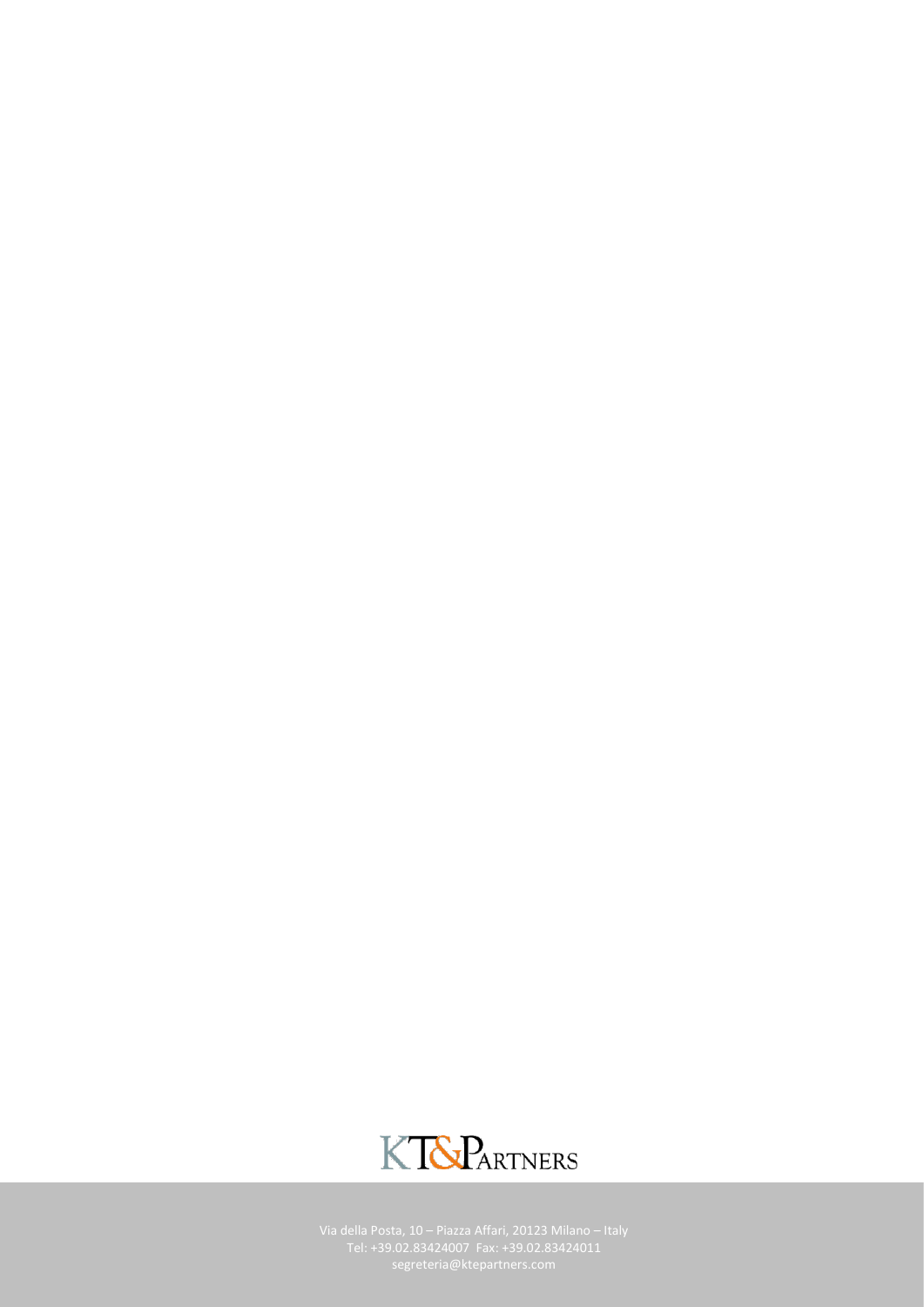KT&PARTNERS

Via della Posta, 10 – Piazza Affari, 20123 Milano – Italy
Tel: +39.02.83424007 Fax: +39.02.83424011
segreteria@ktepartners.com